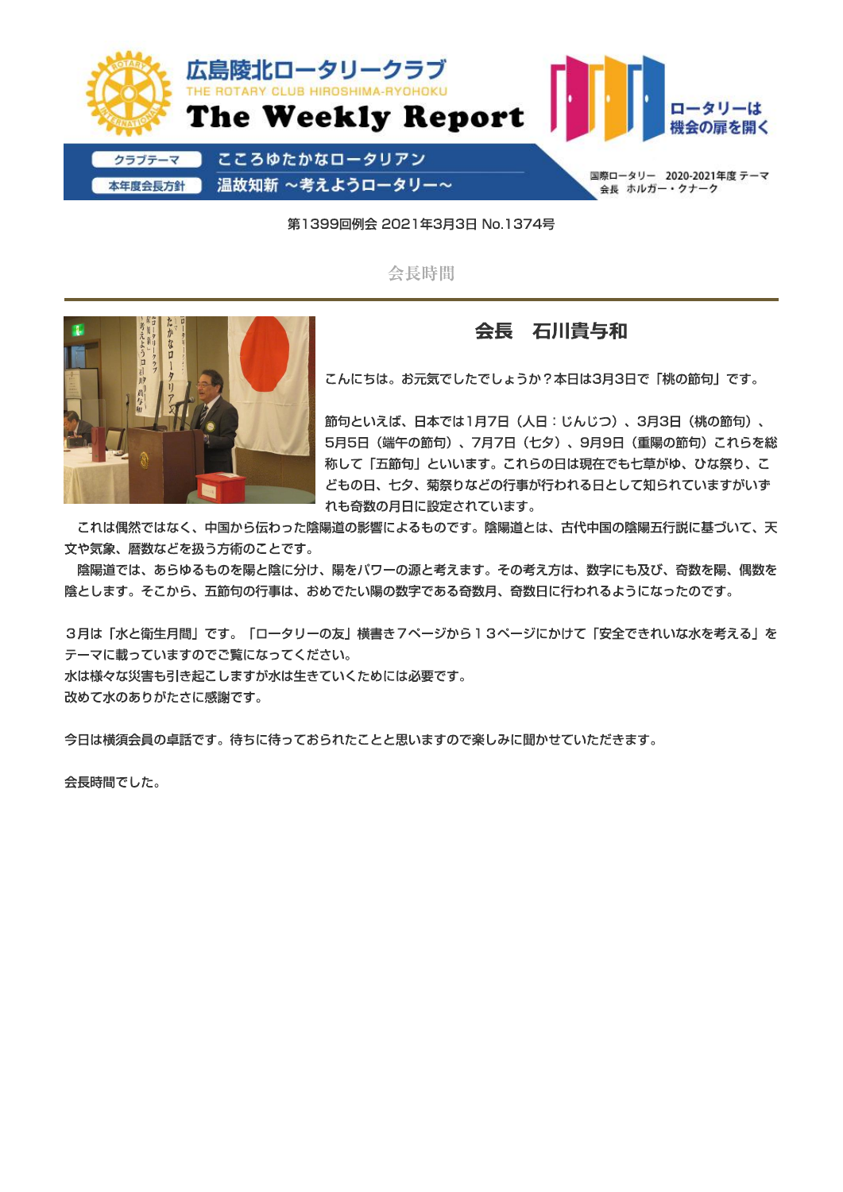# 広島陵北ロータリークラブ

THE ROTARY CLUB HIROSHIMA-RYOHOKU

**The Weekly Report**

ロータリーは機会の扉を開く

クラブテーマ　こころゆたかなロータリアン

本年度会長方針　温故知新 ～考えようロータリー～

国際ロータリー　2020-2021年度 テーマ
会長　ホルガー・クナーク

第1399回例会 2021年3月3日 No.1374号

## 会長時間

### 会長　石川貴与和

こんにちは。お元気でしたでしょうか？本日は3月3日で「桃の節句」です。

節句といえば、日本では1月7日（人日：じんじつ）、3月3日（桃の節句）、5月5日（端午の節句）、7月7日（七夕）、9月9日（重陽の節句）これらを総称して「五節句」といいます。これらの日は現在でも七草がゆ、ひな祭り、こどもの日、七夕、菊祭りなどの行事が行われる日として知られていますがいずれも奇数の月日に設定されています。

これは偶然ではなく、中国から伝わった陰陽道の影響によるものです。陰陽道とは、古代中国の陰陽五行説に基づいて、天文や気象、暦数などを扱う方術のことです。

陰陽道では、あらゆるものを陽と陰に分け、陽をパワーの源と考えます。その考え方は、数字にも及び、奇数を陽、偶数を陰とします。そこから、五節句の行事は、おめでたい陽の数字である奇数月、奇数日に行われるようになったのです。

３月は「水と衛生月間」です。「ロータリーの友」横書き７ページから１３ページにかけて「安全できれいな水を考える」をテーマに載っていますのでご覧になってください。
水は様々な災害も引き起こしますが水は生きていくためには必要です。
改めて水のありがたさに感謝です。

今日は横須会員の卓話です。待ちに待っておられたことと思いますので楽しみに聞かせていただきます。

会長時間でした。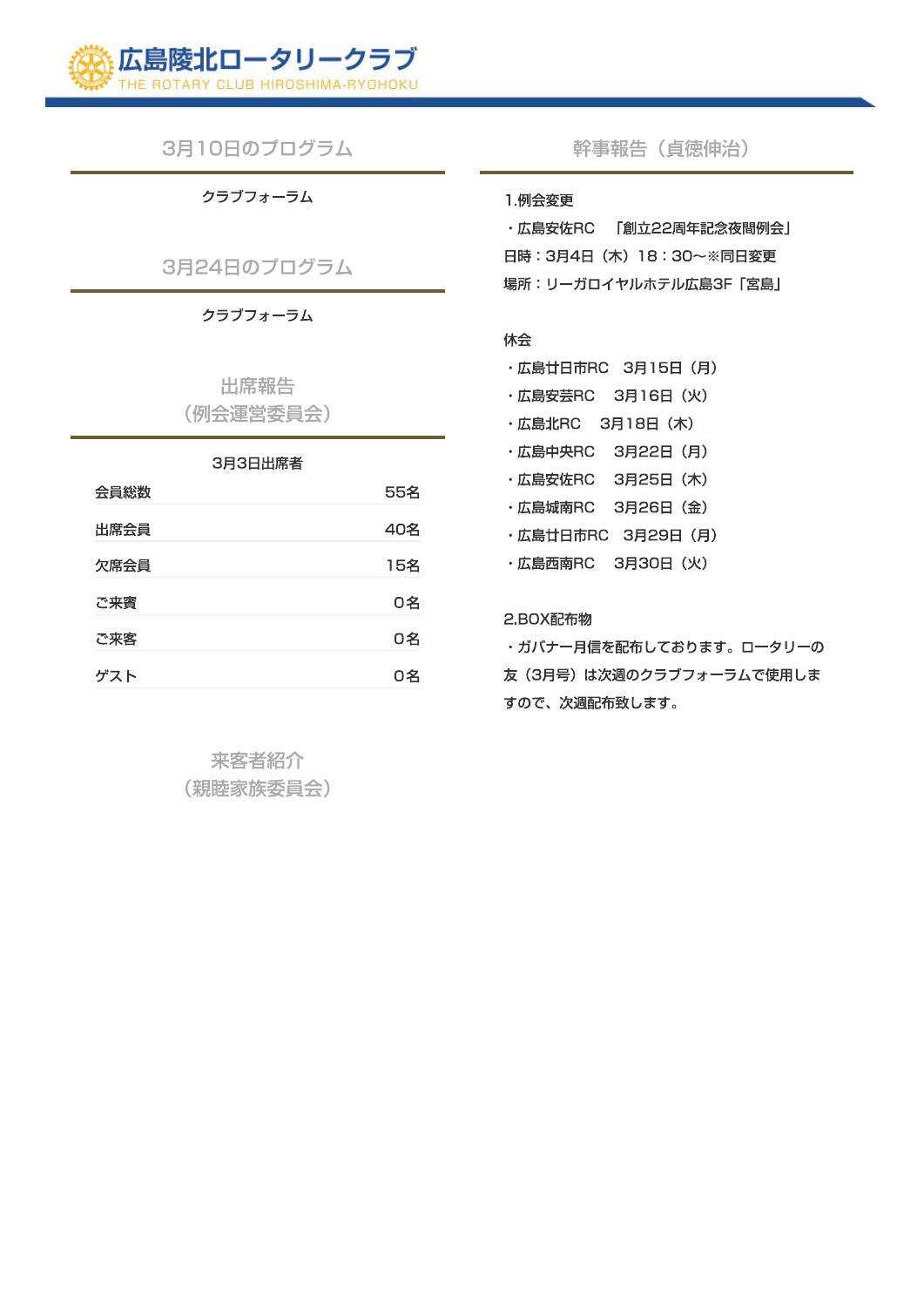## 3月10日のプログラム

クラブフォーラム

## 3月24日のプログラム

クラブフォーラム

## 出席報告
（例会運営委員会）

3月3日出席者

| 項目 | 人数 |
|---|---|
| 会員総数 | 55名 |
| 出席会員 | 40名 |
| 欠席会員 | 15名 |
| ご来賓 | 0名 |
| ご来客 | 0名 |
| ゲスト | 0名 |

## 来客者紹介
（親睦家族委員会）

## 幹事報告（貞徳伸治）

1.例会変更

・広島安佐RC　「創立22周年記念夜間例会」
日時：3月4日（木）18：30～※同日変更
場所：リーガロイヤルホテル広島3F「宮島」

休会

・広島廿日市RC　3月15日（月）
・広島安芸RC　3月16日（火）
・広島北RC　3月18日（木）
・広島中央RC　3月22日（月）
・広島安佐RC　3月25日（木）
・広島城南RC　3月26日（金）
・広島廿日市RC　3月29日（月）
・広島西南RC　3月30日（火）

2.BOX配布物

・ガバナー月信を配布しております。ロータリーの友（3月号）は次週のクラブフォーラムで使用しますので、次週配布致します。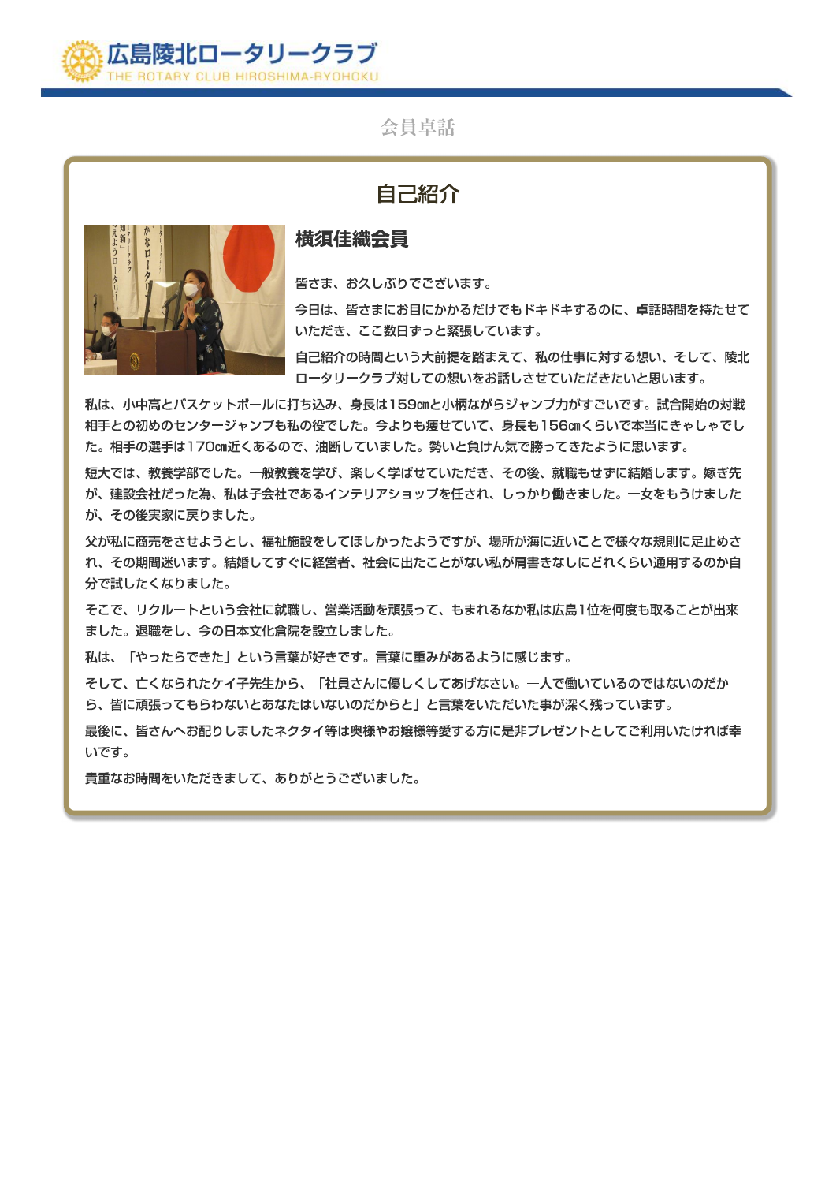会員卓話

# 自己紹介

## 横須佳織会員

皆さま、お久しぶりでございます。

今日は、皆さまにお目にかかるだけでもドキドキするのに、卓話時間を持たせていただき、ここ数日ずっと緊張しています。

自己紹介の時間という大前提を踏まえて、私の仕事に対する想い、そして、陵北ロータリークラブ対しての想いをお話しさせていただきたいと思います。

私は、小中高とバスケットボールに打ち込み、身長は159㎝と小柄ながらジャンプ力がすごいです。試合開始の対戦相手との初めのセンタージャンプも私の役でした。今よりも痩せていて、身長も156㎝くらいで本当にきゃしゃでした。相手の選手は170㎝近くあるので、油断していました。勢いと負けん気で勝ってきたように思います。

短大では、教養学部でした。一般教養を学び、楽しく学ばせていただき、その後、就職もせずに結婚します。嫁ぎ先が、建設会社だった為、私は子会社であるインテリアショップを任され、しっかり働きました。一女をもうけましたが、その後実家に戻りました。

父が私に商売をさせようとし、福祉施設をしてほしかったようですが、場所が海に近いことで様々な規則に足止めされ、その期間迷います。結婚してすぐに経営者、社会に出たことがない私が肩書きなしにどれくらい通用するのか自分で試したくなりました。

そこで、リクルートという会社に就職し、営業活動を頑張って、もまれるなか私は広島1位を何度も取ることが出来ました。退職をし、今の日本文化倉院を設立しました。

私は、「やったらできた」という言葉が好きです。言葉に重みがあるように感じます。

そして、亡くなられたケイ子先生から、「社員さんに優しくしてあげなさい。一人で働いているのではないのだから、皆に頑張ってもらわないとあなたはいないのだからと」と言葉をいただいた事が深く残っています。

最後に、皆さんへお配りしましたネクタイ等は奥様やお嬢様等愛する方に是非プレゼントとしてご利用いたければ幸いです。

貴重なお時間をいただきまして、ありがとうございました。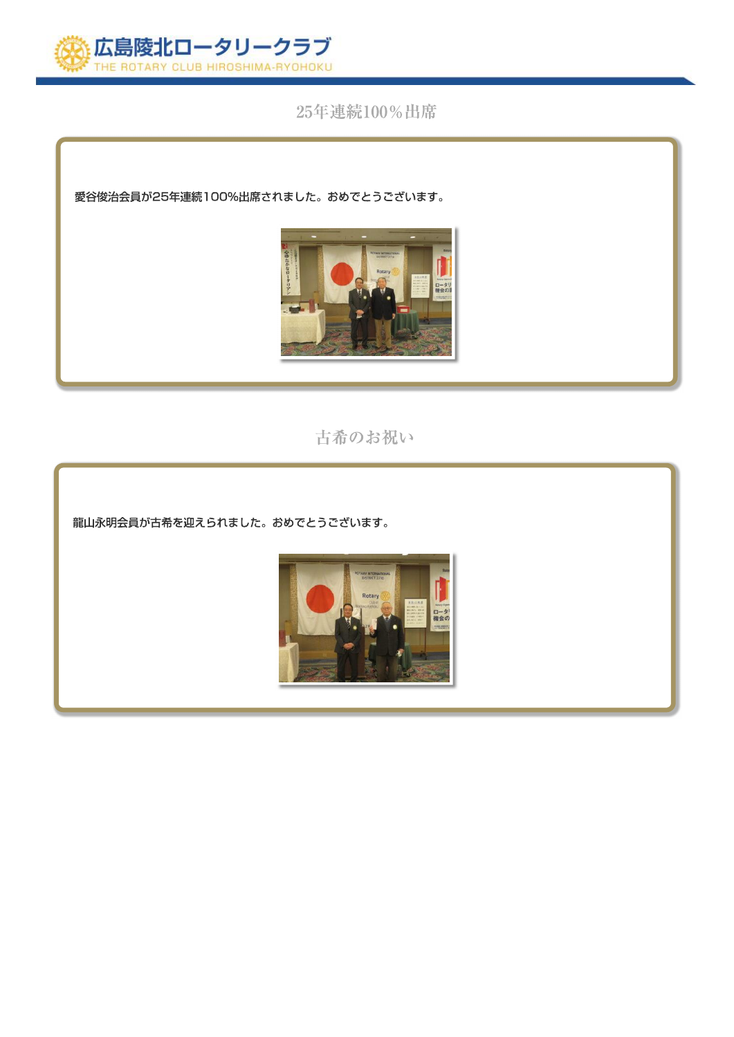## 25年連続100%出席

愛谷俊治会員が25年連続100%出席されました。おめでとうございます。

## 古希のお祝い

龍山永明会員が古希を迎えられました。おめでとうございます。